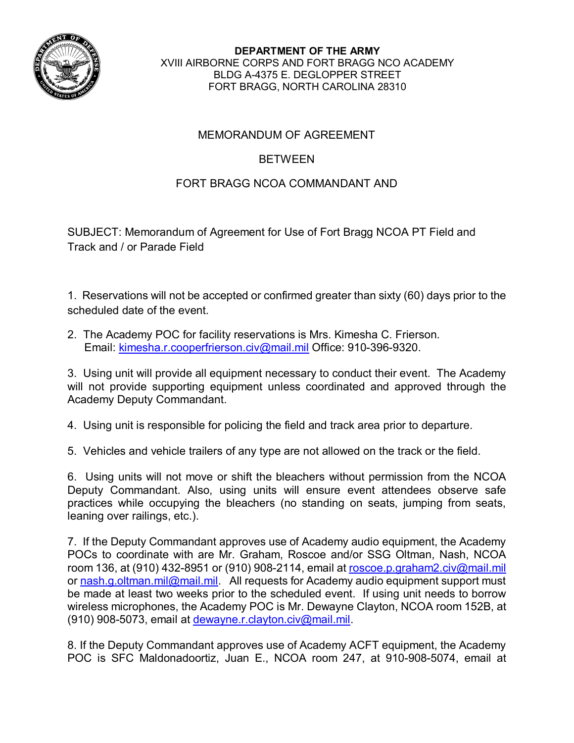**DEPARTMENT OF THE ARMY**
XVIII AIRBORNE CORPS AND FORT BRAGG NCO ACADEMY
BLDG A-4375 E. DEGLOPPER STREET
FORT BRAGG, NORTH CAROLINA 28310

MEMORANDUM OF AGREEMENT

BETWEEN

FORT BRAGG NCOA COMMANDANT AND

SUBJECT: Memorandum of Agreement for Use of Fort Bragg NCOA PT Field and Track and / or Parade Field

1. Reservations will not be accepted or confirmed greater than sixty (60) days prior to the scheduled date of the event.

2. The Academy POC for facility reservations is Mrs. Kimesha C. Frierson. Email: kimesha.r.cooperfrierson.civ@mail.mil Office: 910-396-9320.

3. Using unit will provide all equipment necessary to conduct their event. The Academy will not provide supporting equipment unless coordinated and approved through the Academy Deputy Commandant.

4. Using unit is responsible for policing the field and track area prior to departure.

5. Vehicles and vehicle trailers of any type are not allowed on the track or the field.

6. Using units will not move or shift the bleachers without permission from the NCOA Deputy Commandant. Also, using units will ensure event attendees observe safe practices while occupying the bleachers (no standing on seats, jumping from seats, leaning over railings, etc.).

7. If the Deputy Commandant approves use of Academy audio equipment, the Academy POCs to coordinate with are Mr. Graham, Roscoe and/or SSG Oltman, Nash, NCOA room 136, at (910) 432-8951 or (910) 908-2114, email at roscoe.p.graham2.civ@mail.mil or nash.g.oltman.mil@mail.mil. All requests for Academy audio equipment support must be made at least two weeks prior to the scheduled event. If using unit needs to borrow wireless microphones, the Academy POC is Mr. Dewayne Clayton, NCOA room 152B, at (910) 908-5073, email at dewayne.r.clayton.civ@mail.mil.

8. If the Deputy Commandant approves use of Academy ACFT equipment, the Academy POC is SFC Maldonadoortiz, Juan E., NCOA room 247, at 910-908-5074, email at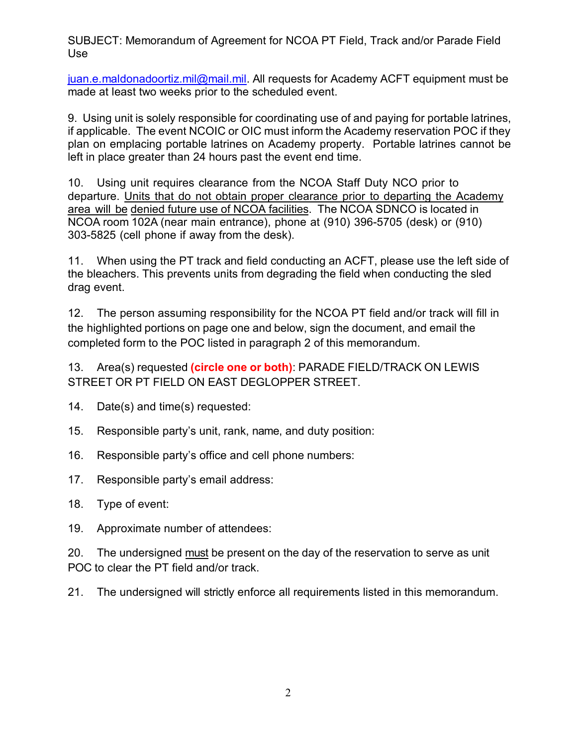SUBJECT: Memorandum of Agreement for NCOA PT Field, Track and/or Parade Field Use

juan.e.maldonadoortiz.mil@mail.mil. All requests for Academy ACFT equipment must be made at least two weeks prior to the scheduled event.

9. Using unit is solely responsible for coordinating use of and paying for portable latrines, if applicable. The event NCOIC or OIC must inform the Academy reservation POC if they plan on emplacing portable latrines on Academy property. Portable latrines cannot be left in place greater than 24 hours past the event end time.

10. Using unit requires clearance from the NCOA Staff Duty NCO prior to departure. <u>Units that do not obtain proper clearance prior to departing the Academy area will be denied future use of NCOA facilities</u>. The NCOA SDNCO is located in NCOA room 102A (near main entrance), phone at (910) 396-5705 (desk) or (910) 303-5825 (cell phone if away from the desk).

11. When using the PT track and field conducting an ACFT, please use the left side of the bleachers. This prevents units from degrading the field when conducting the sled drag event.

12. The person assuming responsibility for the NCOA PT field and/or track will fill in the highlighted portions on page one and below, sign the document, and email the completed form to the POC listed in paragraph 2 of this memorandum.

13. Area(s) requested **(circle one or both)**: PARADE FIELD/TRACK ON LEWIS STREET OR PT FIELD ON EAST DEGLOPPER STREET.

14. Date(s) and time(s) requested:

15. Responsible party's unit, rank, name, and duty position:

16. Responsible party's office and cell phone numbers:

17. Responsible party's email address:

18. Type of event:

19. Approximate number of attendees:

20. The undersigned <u>must</u> be present on the day of the reservation to serve as unit POC to clear the PT field and/or track.

21. The undersigned will strictly enforce all requirements listed in this memorandum.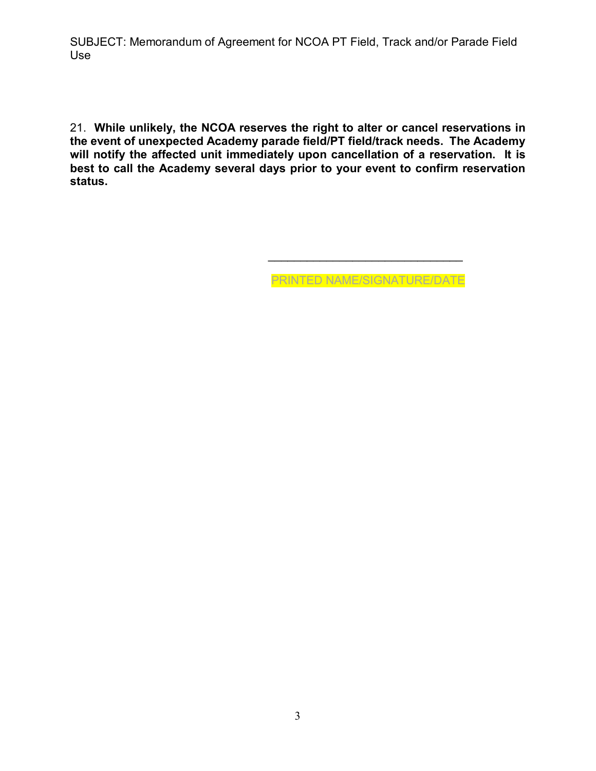21. **While unlikely, the NCOA reserves the right to alter or cancel reservations in the event of unexpected Academy parade field/PT field/track needs. The Academy will notify the affected unit immediately upon cancellation of a reservation. It is best to call the Academy several days prior to your event to confirm reservation status.**

______________________________

PRINTED NAME/SIGNATURE/DATE